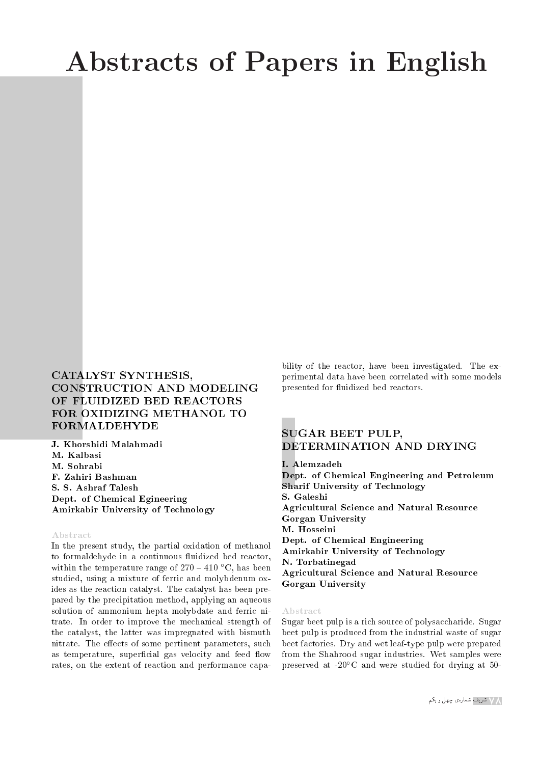# Abstracts of Papers in English

## CATALYST SYNTHESIS, CONSTRUCTION AND MODELING OF FLUIDIZED BED REACTORS FOR OXIDIZING METHANOL TO FORMALDEHYDE

**J. Khorshidi Malahmadi**
**M. Kalbasi**
**M. Sohrabi**
**F. Zahiri Bashman**
**S. S. Ashraf Talesh**
**Dept. of Chemical Egineering**
**Amirkabir University of Technology**

### Abstract

In the present study, the partial oxidation of methanol to formaldehyde in a continuous fluidized bed reactor, within the temperature range of 270 – 410 °C, has been studied, using a mixture of ferric and molybdenum oxides as the reaction catalyst. The catalyst has been prepared by the precipitation method, applying an aqueous solution of ammonium hepta molybdate and ferric nitrate. In order to improve the mechanical strength of the catalyst, the latter was impregnated with bismuth nitrate. The effects of some pertinent parameters, such as temperature, superficial gas velocity and feed flow rates, on the extent of reaction and performance capability of the reactor, have been investigated. The experimental data have been correlated with some models presented for fluidized bed reactors.

## SUGAR BEET PULP, DETERMINATION AND DRYING

**I. Alemzadeh**
**Dept. of Chemical Engineering and Petroleum**
**Sharif University of Technology**
**S. Galeshi**
**Agricultural Science and Natural Resource**
**Gorgan University**
**M. Hosseini**
**Dept. of Chemical Engineering**
**Amirkabir University of Technology**
**N. Torbatinegad**
**Agricultural Science and Natural Resource**
**Gorgan University**

### Abstract

Sugar beet pulp is a rich source of polysaccharide. Sugar beet pulp is produced from the industrial waste of sugar beet factories. Dry and wet leaf-type pulp were prepared from the Shahrood sugar industries. Wet samples were preserved at -20°C and were studied for drying at 50-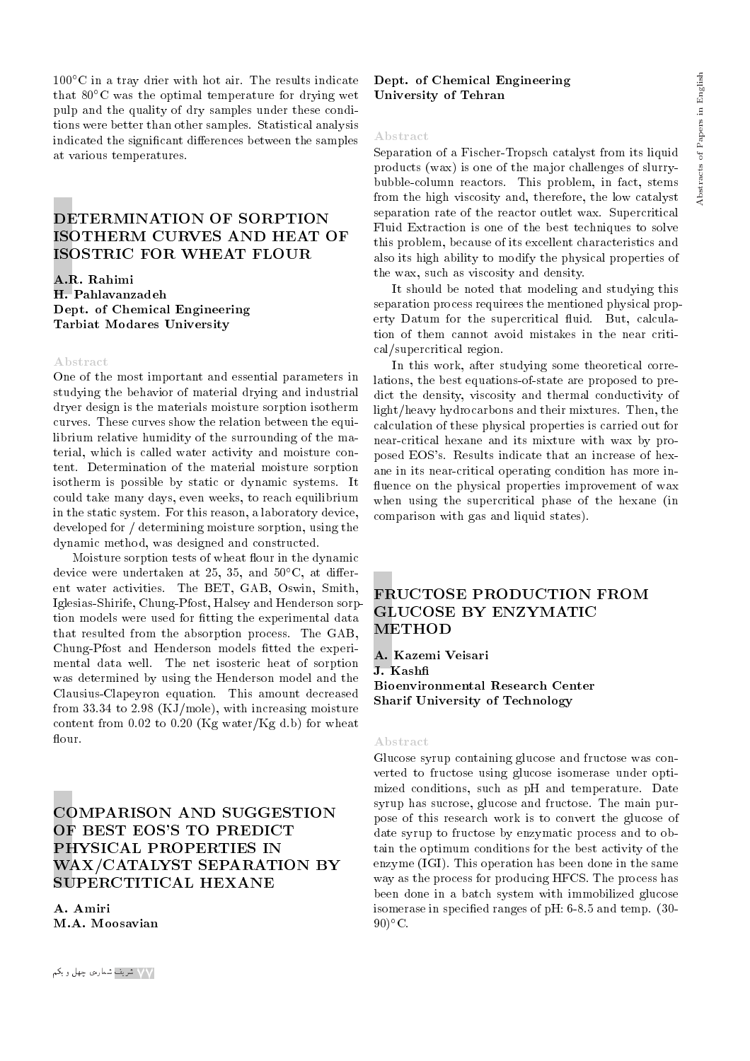100°C in a tray drier with hot air. The results indicate that 80°C was the optimal temperature for drying wet pulp and the quality of dry samples under these conditions were better than other samples. Statistical analysis indicated the significant differences between the samples at various temperatures.

## DETERMINATION OF SORPTION ISOTHERM CURVES AND HEAT OF ISOSTRIC FOR WHEAT FLOUR

**A.R. Rahimi**
**H. Pahlavanzadeh**
**Dept. of Chemical Engineering**
**Tarbiat Modares University**

### Abstract

One of the most important and essential parameters in studying the behavior of material drying and industrial dryer design is the materials moisture sorption isotherm curves. These curves show the relation between the equilibrium relative humidity of the surrounding of the material, which is called water activity and moisture content. Determination of the material moisture sorption isotherm is possible by static or dynamic systems. It could take many days, even weeks, to reach equilibrium in the static system. For this reason, a laboratory device, developed for / determining moisture sorption, using the dynamic method, was designed and constructed.

Moisture sorption tests of wheat flour in the dynamic device were undertaken at 25, 35, and 50°C, at different water activities. The BET, GAB, Oswin, Smith, Iglesias-Shirife, Chung-Pfost, Halsey and Henderson sorption models were used for fitting the experimental data that resulted from the absorption process. The GAB, Chung-Pfost and Henderson models fitted the experimental data well. The net isosteric heat of sorption was determined by using the Henderson model and the Clausius-Clapeyron equation. This amount decreased from 33.34 to 2.98 (KJ/mole), with increasing moisture content from 0.02 to 0.20 (Kg water/Kg d.b) for wheat flour.

## COMPARISON AND SUGGESTION OF BEST EOS'S TO PREDICT PHYSICAL PROPERTIES IN WAX/CATALYST SEPARATION BY SUPERCTITICAL HEXANE

**A. Amiri**
**M.A. Moosavian**
**Dept. of Chemical Engineering**
**University of Tehran**

### Abstract

Separation of a Fischer-Tropsch catalyst from its liquid products (wax) is one of the major challenges of slurry-bubble-column reactors. This problem, in fact, stems from the high viscosity and, therefore, the low catalyst separation rate of the reactor outlet wax. Supercritical Fluid Extraction is one of the best techniques to solve this problem, because of its excellent characteristics and also its high ability to modify the physical properties of the wax, such as viscosity and density.

It should be noted that modeling and studying this separation process requirees the mentioned physical property Datum for the supercritical fluid. But, calculation of them cannot avoid mistakes in the near critical/supercritical region.

In this work, after studying some theoretical correlations, the best equations-of-state are proposed to predict the density, viscosity and thermal conductivity of light/heavy hydrocarbons and their mixtures. Then, the calculation of these physical properties is carried out for near-critical hexane and its mixture with wax by proposed EOS's. Results indicate that an increase of hexane in its near-critical operating condition has more influence on the physical properties improvement of wax when using the supercritical phase of the hexane (in comparison with gas and liquid states).

## FRUCTOSE PRODUCTION FROM GLUCOSE BY ENZYMATIC METHOD

**A. Kazemi Veisari**
**J. Kashfi**
**Bioenvironmental Research Center**
**Sharif University of Technology**

### Abstract

Glucose syrup containing glucose and fructose was converted to fructose using glucose isomerase under optimized conditions, such as pH and temperature. Date syrup has sucrose, glucose and fructose. The main purpose of this research work is to convert the glucose of date syrup to fructose by enzymatic process and to obtain the optimum conditions for the best activity of the enzyme (IGI). This operation has been done in the same way as the process for producing HFCS. The process has been done in a batch system with immobilized glucose isomerase in specified ranges of pH: 6-8.5 and temp. (30-90)°C.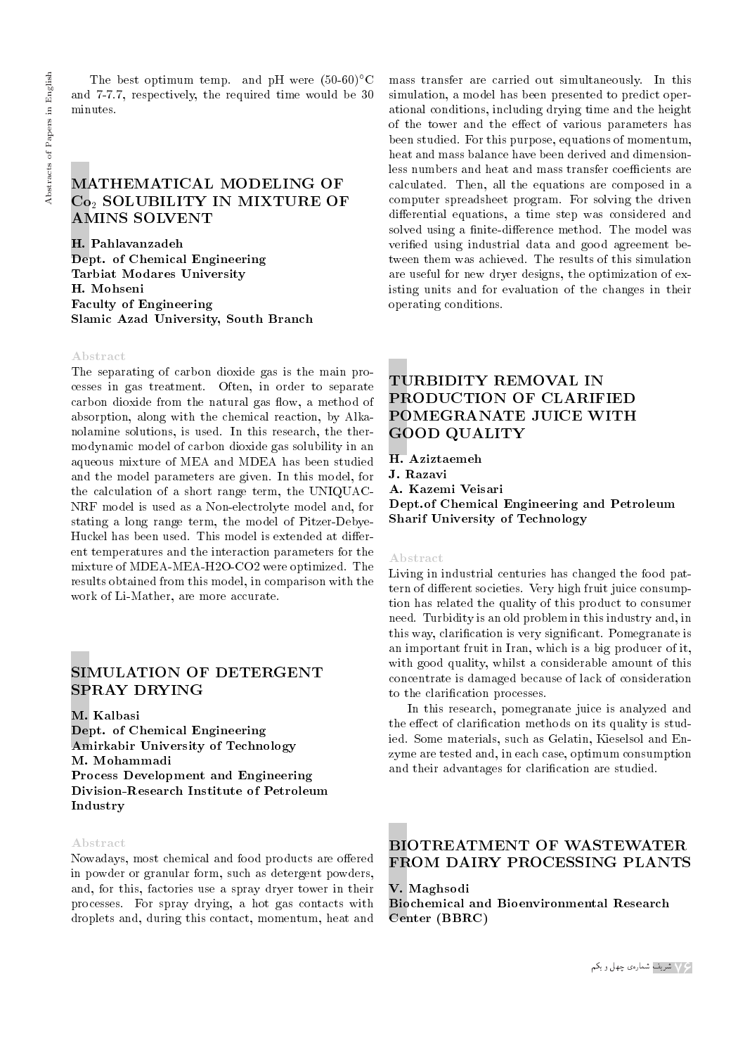The best optimum temp. and pH were (50-60)°C and 7-7.7, respectively, the required time would be 30 minutes.

## MATHEMATICAL MODELING OF $Co_2$ SOLUBILITY IN MIXTURE OF AMINS SOLVENT

**H. Pahlavanzadeh**
**Dept. of Chemical Engineering**
**Tarbiat Modares University**
**H. Mohseni**
**Faculty of Engineering**
**Slamic Azad University, South Branch**

Abstract

The separating of carbon dioxide gas is the main processes in gas treatment. Often, in order to separate carbon dioxide from the natural gas flow, a method of absorption, along with the chemical reaction, by Alkanolamine solutions, is used. In this research, the thermodynamic model of carbon dioxide gas solubility in an aqueous mixture of MEA and MDEA has been studied and the model parameters are given. In this model, for the calculation of a short range term, the UNIQUAC-NRF model is used as a Non-electrolyte model and, for stating a long range term, the model of Pitzer-Debye-Huckel has been used. This model is extended at different temperatures and the interaction parameters for the mixture of MDEA-MEA-H2O-CO2 were optimized. The results obtained from this model, in comparison with the work of Li-Mather, are more accurate.

## SIMULATION OF DETERGENT SPRAY DRYING

**M. Kalbasi**
**Dept. of Chemical Engineering**
**Amirkabir University of Technology**
**M. Mohammadi**
**Process Development and Engineering Division-Research Institute of Petroleum Industry**

Abstract

Nowadays, most chemical and food products are offered in powder or granular form, such as detergent powders, and, for this, factories use a spray dryer tower in their processes. For spray drying, a hot gas contacts with droplets and, during this contact, momentum, heat and mass transfer are carried out simultaneously. In this simulation, a model has been presented to predict operational conditions, including drying time and the height of the tower and the effect of various parameters has been studied. For this purpose, equations of momentum, heat and mass balance have been derived and dimensionless numbers and heat and mass transfer coefficients are calculated. Then, all the equations are composed in a computer spreadsheet program. For solving the driven differential equations, a time step was considered and solved using a finite-difference method. The model was verified using industrial data and good agreement between them was achieved. The results of this simulation are useful for new dryer designs, the optimization of existing units and for evaluation of the changes in their operating conditions.

## TURBIDITY REMOVAL IN PRODUCTION OF CLARIFIED POMEGRANATE JUICE WITH GOOD QUALITY

**H. Aziztaemeh**
**J. Razavi**
**A. Kazemi Veisari**
**Dept.of Chemical Engineering and Petroleum**
**Sharif University of Technology**

Abstract

Living in industrial centuries has changed the food pattern of different societies. Very high fruit juice consumption has related the quality of this product to consumer need. Turbidity is an old problem in this industry and, in this way, clarification is very significant. Pomegranate is an important fruit in Iran, which is a big producer of it, with good quality, whilst a considerable amount of this concentrate is damaged because of lack of consideration to the clarification processes.

In this research, pomegranate juice is analyzed and the effect of clarification methods on its quality is studied. Some materials, such as Gelatin, Kieselsol and Enzyme are tested and, in each case, optimum consumption and their advantages for clarification are studied.

## BIOTREATMENT OF WASTEWATER FROM DAIRY PROCESSING PLANTS

**V. Maghsodi**
**Biochemical and Bioenvironmental Research Center (BBRC)**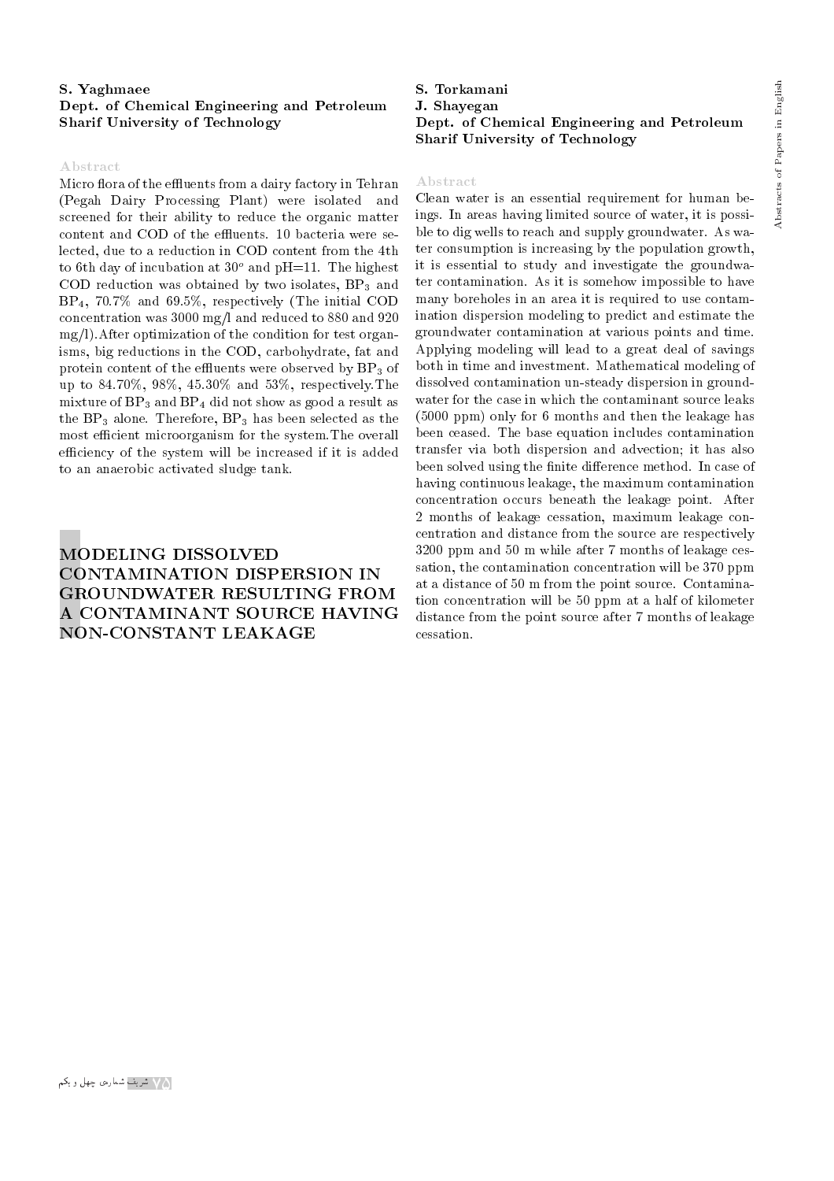**S. Yaghmaee**
**Dept. of Chemical Engineering and Petroleum**
**Sharif University of Technology**

Abstract

Micro flora of the effluents from a dairy factory in Tehran (Pegah Dairy Processing Plant) were isolated and screened for their ability to reduce the organic matter content and COD of the effluents. 10 bacteria were selected, due to a reduction in COD content from the 4th to 6th day of incubation at $30^o$ and pH=11. The highest COD reduction was obtained by two isolates, $BP_3$ and $BP_4$, 70.7% and 69.5%, respectively (The initial COD concentration was 3000 mg/l and reduced to 880 and 920 mg/l). After optimization of the condition for test organisms, big reductions in the COD, carbohydrate, fat and protein content of the effluents were observed by $BP_3$ of up to 84.70%, 98%, 45.30% and 53%, respectively. The mixture of $BP_3$ and $BP_4$ did not show as good a result as the $BP_3$ alone. Therefore, $BP_3$ has been selected as the most efficient microorganism for the system. The overall efficiency of the system will be increased if it is added to an anaerobic activated sludge tank.

# MODELING DISSOLVED CONTAMINATION DISPERSION IN GROUNDWATER RESULTING FROM A CONTAMINANT SOURCE HAVING NON-CONSTANT LEAKAGE

**S. Torkamani**
**J. Shayegan**
**Dept. of Chemical Engineering and Petroleum**
**Sharif University of Technology**

Abstract

Clean water is an essential requirement for human beings. In areas having limited source of water, it is possible to dig wells to reach and supply groundwater. As water consumption is increasing by the population growth, it is essential to study and investigate the groundwater contamination. As it is somehow impossible to have many boreholes in an area it is required to use contamination dispersion modeling to predict and estimate the groundwater contamination at various points and time. Applying modeling will lead to a great deal of savings both in time and investment. Mathematical modeling of dissolved contamination un-steady dispersion in groundwater for the case in which the contaminant source leaks (5000 ppm) only for 6 months and then the leakage has been ceased. The base equation includes contamination transfer via both dispersion and advection; it has also been solved using the finite difference method. In case of having continuous leakage, the maximum contamination concentration occurs beneath the leakage point. After 2 months of leakage cessation, maximum leakage concentration and distance from the source are respectively 3200 ppm and 50 m while after 7 months of leakage cessation, the contamination concentration will be 370 ppm at a distance of 50 m from the point source. Contamination concentration will be 50 ppm at a half of kilometer distance from the point source after 7 months of leakage cessation.